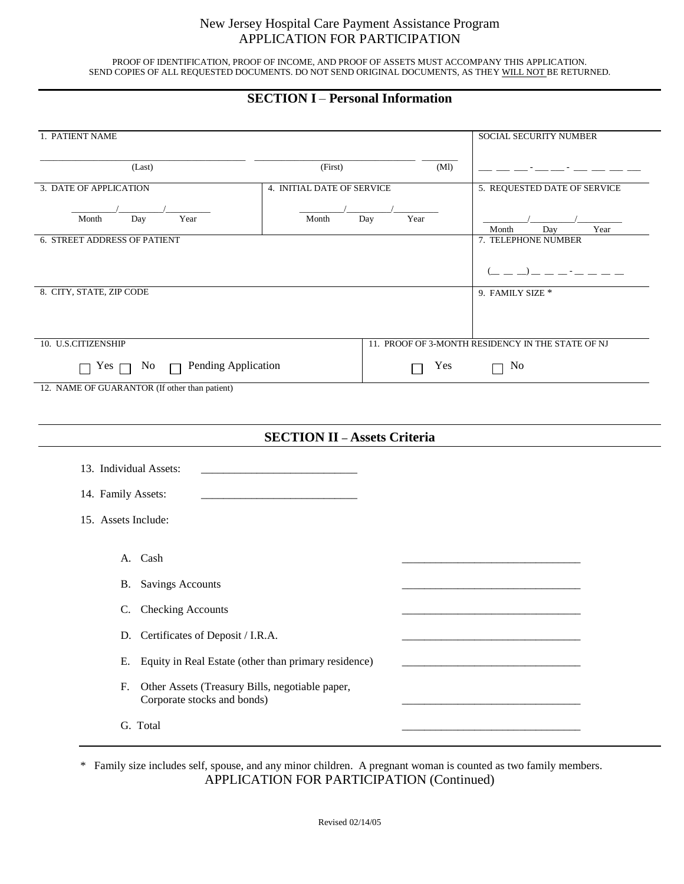# New Jersey Hospital Care Payment Assistance Program
## APPLICATION FOR PARTICIPATION

PROOF OF IDENTIFICATION, PROOF OF INCOME, AND PROOF OF ASSETS MUST ACCOMPANY THIS APPLICATION.
SEND COPIES OF ALL REQUESTED DOCUMENTS. DO NOT SEND ORIGINAL DOCUMENTS, AS THEY WILL NOT BE RETURNED.

## SECTION I – Personal Information

| 1. PATIENT NAME | | SOCIAL SECURITY NUMBER |
|---|---|---|
| ______________ (Last) ______________ (First) ______ (MI) | | ___ ___ ___ - ___ ___ - ___ ___ ___ ___ |
| 3. DATE OF APPLICATION<br>____/____/____<br>Month Day Year | 4. INITIAL DATE OF SERVICE<br>____/____/____<br>Month Day Year | 5. REQUESTED DATE OF SERVICE<br>____/____/____<br>Month Day Year |
| 6. STREET ADDRESS OF PATIENT | | 7. TELEPHONE NUMBER<br>(_ _ _) _ _ _ - _ _ _ _ |
| 8. CITY, STATE, ZIP CODE | | 9. FAMILY SIZE * |
| 10. U.S.CITIZENSHIP<br>☐ Yes ☐ No ☐ Pending Application | 11. PROOF OF 3-MONTH RESIDENCY IN THE STATE OF NJ<br>☐ Yes ☐ No | |
| 12. NAME OF GUARANTOR (If other than patient) | | |

## SECTION II – Assets Criteria

13. Individual Assets: ____________________________

14. Family Assets: ____________________________

15. Assets Include:

A. Cash ____________________________

B. Savings Accounts ____________________________

C. Checking Accounts ____________________________

D. Certificates of Deposit / I.R.A. ____________________________

E. Equity in Real Estate (other than primary residence) ____________________________

F. Other Assets (Treasury Bills, negotiable paper, Corporate stocks and bonds) ____________________________

G. Total ____________________________

\* Family size includes self, spouse, and any minor children. A pregnant woman is counted as two family members.

APPLICATION FOR PARTICIPATION (Continued)

Revised 02/14/05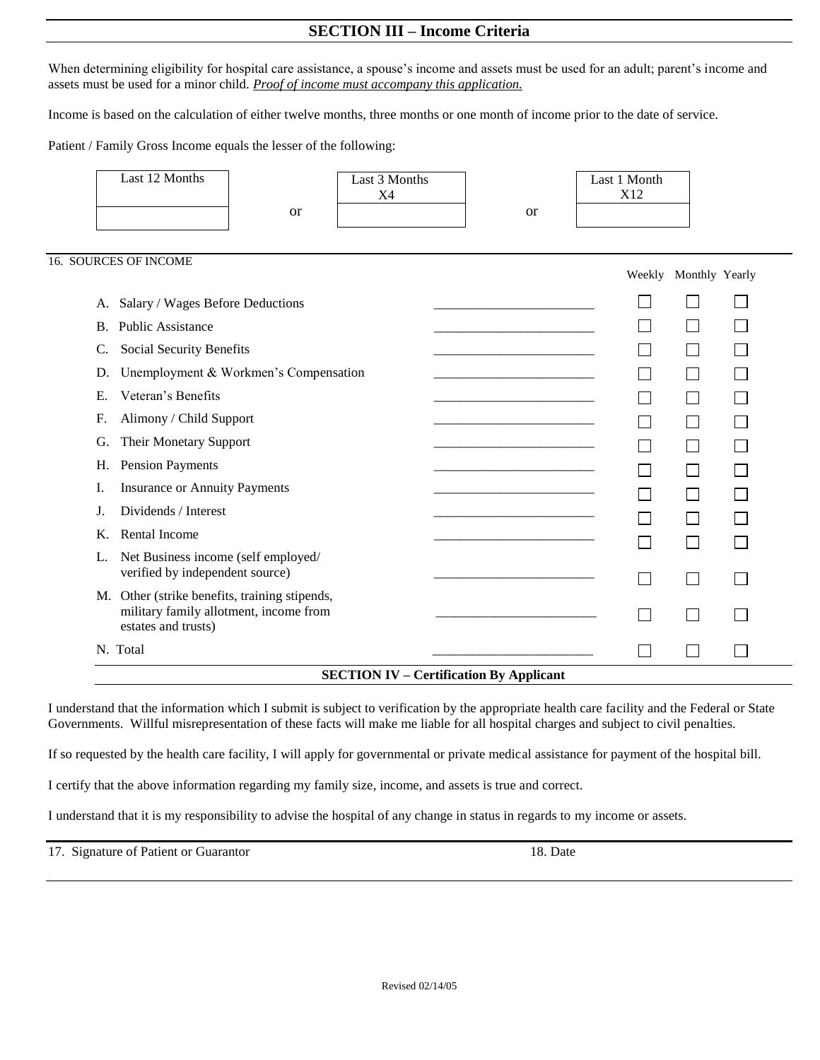## SECTION III – Income Criteria

When determining eligibility for hospital care assistance, a spouse's income and assets must be used for an adult; parent's income and assets must be used for a minor child. ***Proof of income must accompany this application.***

Income is based on the calculation of either twelve months, three months or one month of income prior to the date of service.

Patient / Family Gross Income equals the lesser of the following:

| Last 12 Months | | Last 3 Months X4 | | Last 1 Month X12 |
|---|---|---|---|---|
| | or | | or | |

16. SOURCES OF INCOME

| | | Weekly | Monthly | Yearly |
|---|---|---|---|---|
| A. Salary / Wages Before Deductions | ____________________ | ☐ | ☐ | ☐ |
| B. Public Assistance | ____________________ | ☐ | ☐ | ☐ |
| C. Social Security Benefits | ____________________ | ☐ | ☐ | ☐ |
| D. Unemployment & Workmen's Compensation | ____________________ | ☐ | ☐ | ☐ |
| E. Veteran's Benefits | ____________________ | ☐ | ☐ | ☐ |
| F. Alimony / Child Support | ____________________ | ☐ | ☐ | ☐ |
| G. Their Monetary Support | ____________________ | ☐ | ☐ | ☐ |
| H. Pension Payments | ____________________ | ☐ | ☐ | ☐ |
| I. Insurance or Annuity Payments | ____________________ | ☐ | ☐ | ☐ |
| J. Dividends / Interest | ____________________ | ☐ | ☐ | ☐ |
| K. Rental Income | ____________________ | ☐ | ☐ | ☐ |
| L. Net Business income (self employed/ verified by independent source) | ____________________ | ☐ | ☐ | ☐ |
| M. Other (strike benefits, training stipends, military family allotment, income from estates and trusts) | ____________________ | ☐ | ☐ | ☐ |
| N. Total | ____________________ | ☐ | ☐ | ☐ |

## SECTION IV – Certification By Applicant

I understand that the information which I submit is subject to verification by the appropriate health care facility and the Federal or State Governments. Willful misrepresentation of these facts will make me liable for all hospital charges and subject to civil penalties.

If so requested by the health care facility, I will apply for governmental or private medical assistance for payment of the hospital bill.

I certify that the above information regarding my family size, income, and assets is true and correct.

I understand that it is my responsibility to advise the hospital of any change in status in regards to my income or assets.

| 17. Signature of Patient or Guarantor | 18. Date |
|---|---|
| | |

Revised 02/14/05